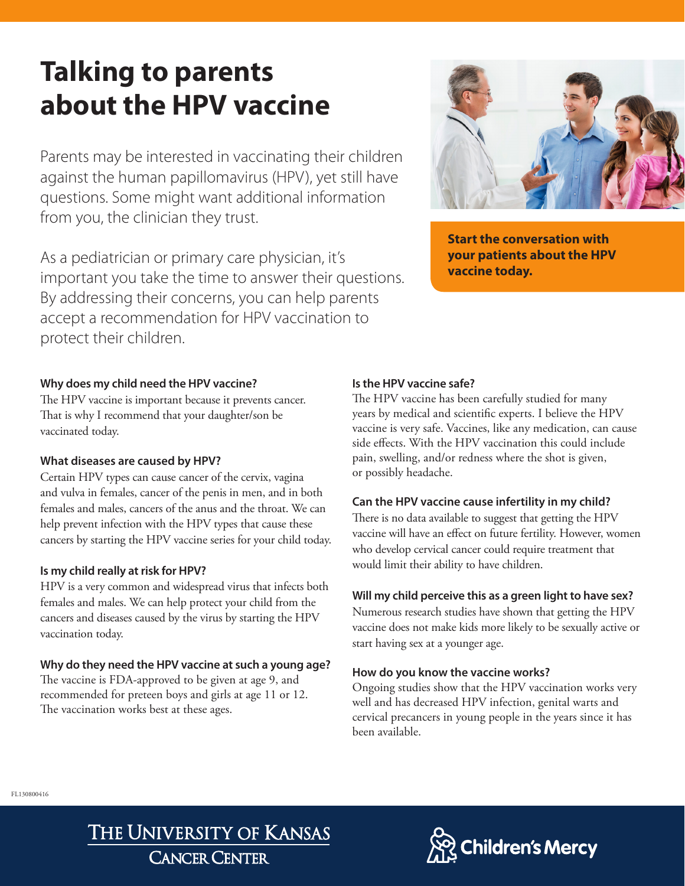# Talking to parents about the HPV vaccine

Parents may be interested in vaccinating their children against the human papillomavirus (HPV), yet still have questions. Some might want additional information from you, the clinician they trust.

As a pediatrician or primary care physician, it's important you take the time to answer their questions. By addressing their concerns, you can help parents accept a recommendation for HPV vaccination to protect their children.

**Start the conversation with your patients about the HPV vaccine today.**

### Why does my child need the HPV vaccine?

The HPV vaccine is important because it prevents cancer. That is why I recommend that your daughter/son be vaccinated today.

### What diseases are caused by HPV?

Certain HPV types can cause cancer of the cervix, vagina and vulva in females, cancer of the penis in men, and in both females and males, cancers of the anus and the throat. We can help prevent infection with the HPV types that cause these cancers by starting the HPV vaccine series for your child today.

### Is my child really at risk for HPV?

HPV is a very common and widespread virus that infects both females and males. We can help protect your child from the cancers and diseases caused by the virus by starting the HPV vaccination today.

### Why do they need the HPV vaccine at such a young age?

The vaccine is FDA-approved to be given at age 9, and recommended for preteen boys and girls at age 11 or 12. The vaccination works best at these ages.

### Is the HPV vaccine safe?

The HPV vaccine has been carefully studied for many years by medical and scientific experts. I believe the HPV vaccine is very safe. Vaccines, like any medication, can cause side effects. With the HPV vaccination this could include pain, swelling, and/or redness where the shot is given, or possibly headache.

### Can the HPV vaccine cause infertility in my child?

There is no data available to suggest that getting the HPV vaccine will have an effect on future fertility. However, women who develop cervical cancer could require treatment that would limit their ability to have children.

### Will my child perceive this as a green light to have sex?

Numerous research studies have shown that getting the HPV vaccine does not make kids more likely to be sexually active or start having sex at a younger age.

### How do you know the vaccine works?

Ongoing studies show that the HPV vaccination works very well and has decreased HPV infection, genital warts and cervical precancers in young people in the years since it has been available.

FL130800416

The University of Kansas Cancer Center

Children's Mercy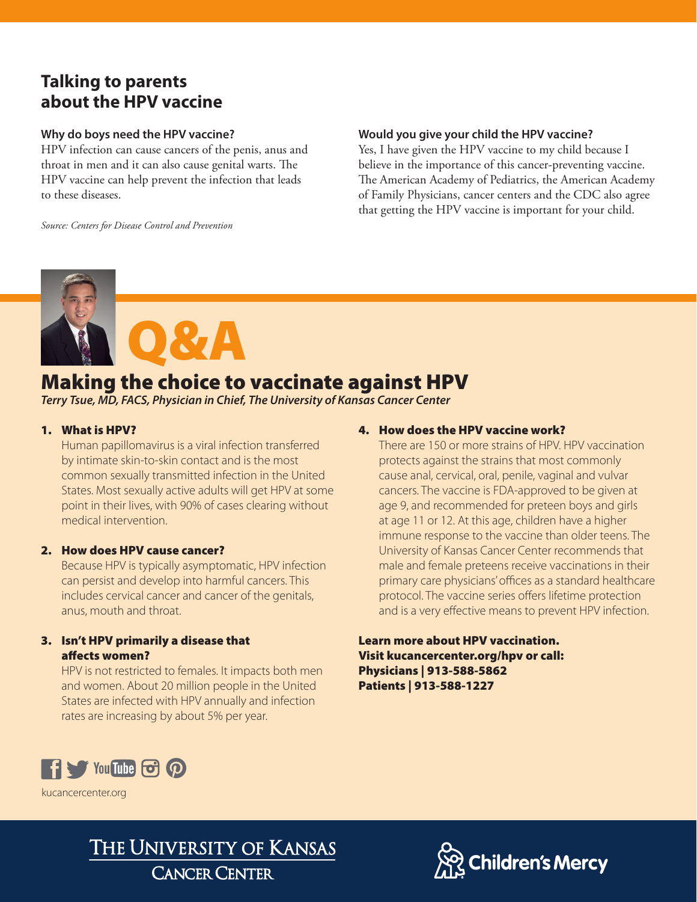## Talking to parents about the HPV vaccine

**Why do boys need the HPV vaccine?**

HPV infection can cause cancers of the penis, anus and throat in men and it can also cause genital warts. The HPV vaccine can help prevent the infection that leads to these diseases.

*Source: Centers for Disease Control and Prevention*

**Would you give your child the HPV vaccine?**

Yes, I have given the HPV vaccine to my child because I believe in the importance of this cancer-preventing vaccine. The American Academy of Pediatrics, the American Academy of Family Physicians, cancer centers and the CDC also agree that getting the HPV vaccine is important for your child.

# Q&A

## Making the choice to vaccinate against HPV

***Terry Tsue, MD, FACS, Physician in Chief, The University of Kansas Cancer Center***

1. **What is HPV?**
   Human papillomavirus is a viral infection transferred by intimate skin-to-skin contact and is the most common sexually transmitted infection in the United States. Most sexually active adults will get HPV at some point in their lives, with 90% of cases clearing without medical intervention.

2. **How does HPV cause cancer?**
   Because HPV is typically asymptomatic, HPV infection can persist and develop into harmful cancers. This includes cervical cancer and cancer of the genitals, anus, mouth and throat.

3. **Isn't HPV primarily a disease that affects women?**
   HPV is not restricted to females. It impacts both men and women. About 20 million people in the United States are infected with HPV annually and infection rates are increasing by about 5% per year.

4. **How does the HPV vaccine work?**
   There are 150 or more strains of HPV. HPV vaccination protects against the strains that most commonly cause anal, cervical, oral, penile, vaginal and vulvar cancers. The vaccine is FDA-approved to be given at age 9, and recommended for preteen boys and girls at age 11 or 12. At this age, children have a higher immune response to the vaccine than older teens. The University of Kansas Cancer Center recommends that male and female preteens receive vaccinations in their primary care physicians' offices as a standard healthcare protocol. The vaccine series offers lifetime protection and is a very effective means to prevent HPV infection.

**Learn more about HPV vaccination.**
**Visit kucancercenter.org/hpv or call:**
**Physicians | 913-588-5862**
**Patients | 913-588-1227**

kucancercenter.org

The University of Kansas Cancer Center

Children's Mercy